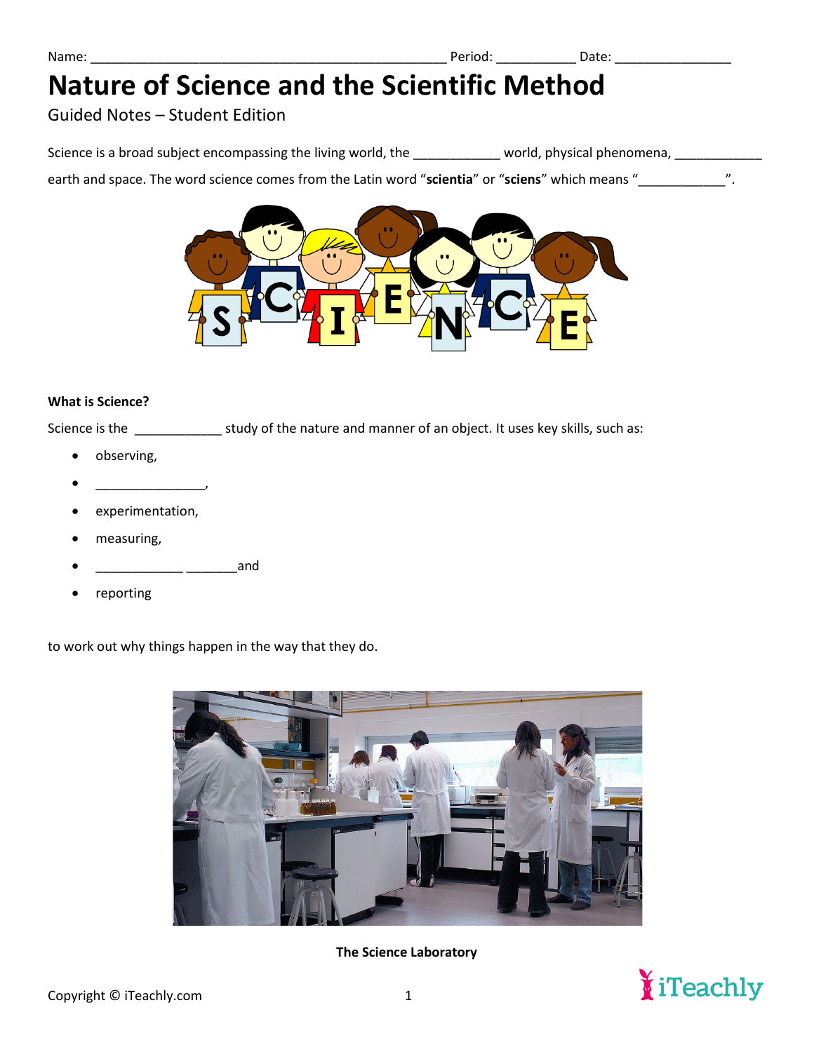Name: _______________________________________________ Period: __________ Date: _______________

# Nature of Science and the Scientific Method

Guided Notes – Student Edition

Science is a broad subject encompassing the living world, the ____________ world, physical phenomena, ____________ earth and space. The word science comes from the Latin word "**scientia**" or "**sciens**" which means "____________".

**What is Science?**

Science is the ____________ study of the nature and manner of an object. It uses key skills, such as:

- observing,
- _______________,
- experimentation,
- measuring,
- ____________ _______and
- reporting

to work out why things happen in the way that they do.

**The Science Laboratory**

Copyright © iTeachly.com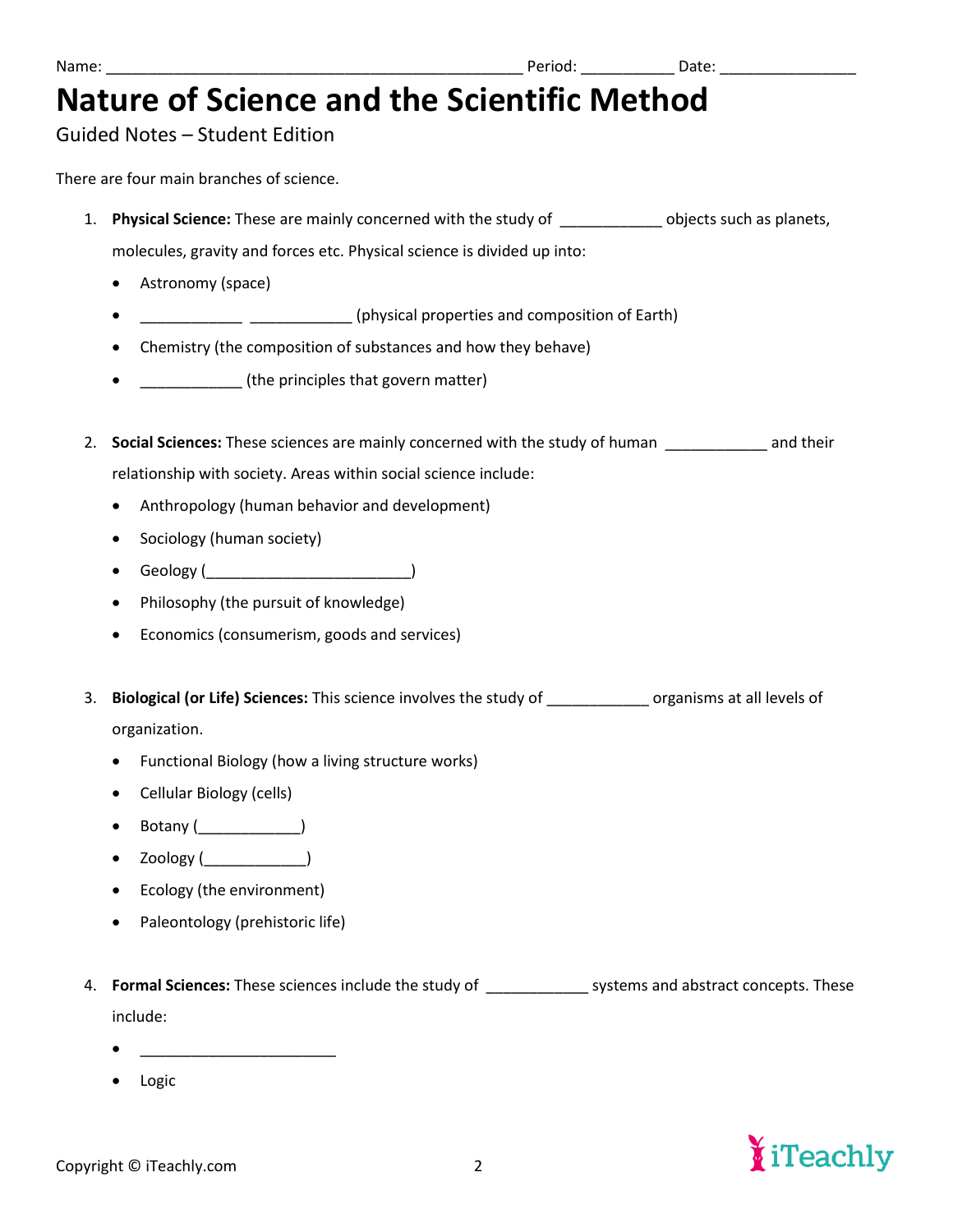Name: _______________________________________________ Period: __________ Date: _______________

# Nature of Science and the Scientific Method

Guided Notes – Student Edition

There are four main branches of science.

1. **Physical Science:** These are mainly concerned with the study of ___________ objects such as planets, molecules, gravity and forces etc. Physical science is divided up into:
   - Astronomy (space)
   - ___________ ___________ (physical properties and composition of Earth)
   - Chemistry (the composition of substances and how they behave)
   - ___________ (the principles that govern matter)

2. **Social Sciences:** These sciences are mainly concerned with the study of human ___________ and their relationship with society. Areas within social science include:
   - Anthropology (human behavior and development)
   - Sociology (human society)
   - Geology (_______________________)
   - Philosophy (the pursuit of knowledge)
   - Economics (consumerism, goods and services)

3. **Biological (or Life) Sciences:** This science involves the study of ___________ organisms at all levels of organization.
   - Functional Biology (how a living structure works)
   - Cellular Biology (cells)
   - Botany (___________)
   - Zoology (___________)
   - Ecology (the environment)
   - Paleontology (prehistoric life)

4. **Formal Sciences:** These sciences include the study of ___________ systems and abstract concepts. These include:
   - ______________________
   - Logic

Copyright © iTeachly.com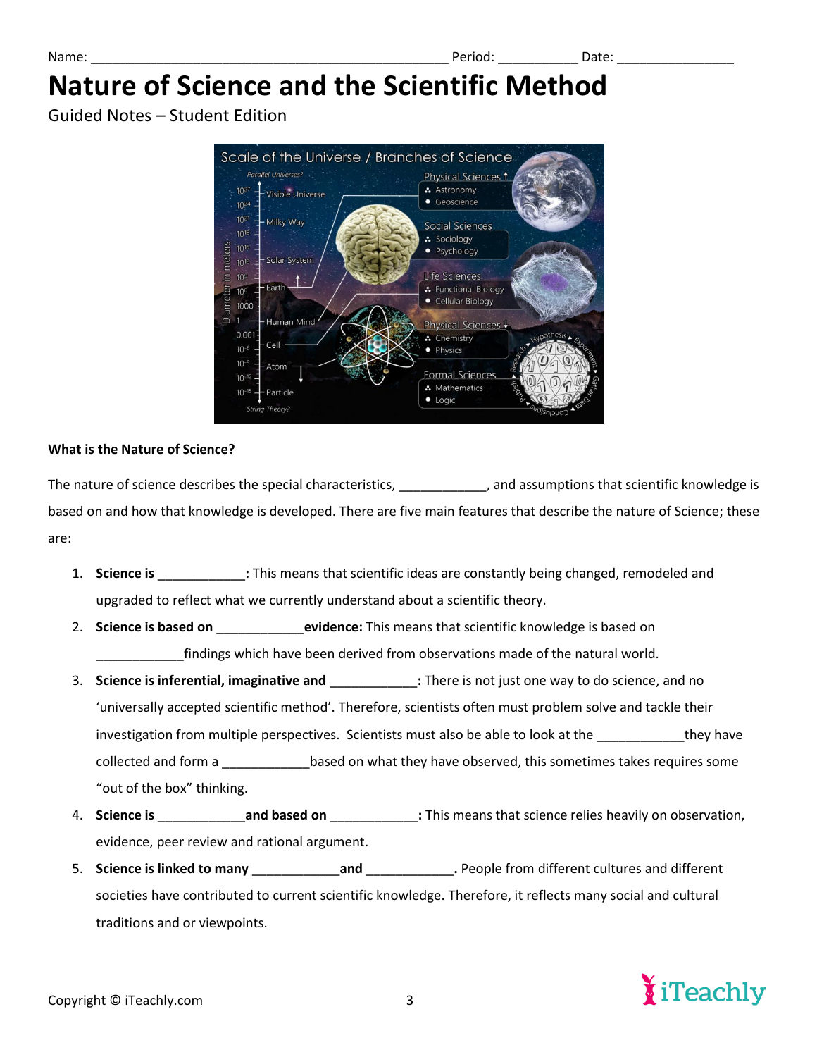Name: ________________________________________________ Period: __________ Date: _______________

# Nature of Science and the Scientific Method

Guided Notes – Student Edition

**What is the Nature of Science?**

The nature of science describes the special characteristics, ____________, and assumptions that scientific knowledge is based on and how that knowledge is developed. There are five main features that describe the nature of Science; these are:

1. **Science is ____________:** This means that scientific ideas are constantly being changed, remodeled and upgraded to reflect what we currently understand about a scientific theory.
2. **Science is based on ____________ evidence:** This means that scientific knowledge is based on ____________ findings which have been derived from observations made of the natural world.
3. **Science is inferential, imaginative and ____________:** There is not just one way to do science, and no 'universally accepted scientific method'. Therefore, scientists often must problem solve and tackle their investigation from multiple perspectives. Scientists must also be able to look at the ____________ they have collected and form a ____________ based on what they have observed, this sometimes takes requires some "out of the box" thinking.
4. **Science is ____________ and based on ____________:** This means that science relies heavily on observation, evidence, peer review and rational argument.
5. **Science is linked to many ____________ and ____________.** People from different cultures and different societies have contributed to current scientific knowledge. Therefore, it reflects many social and cultural traditions and or viewpoints.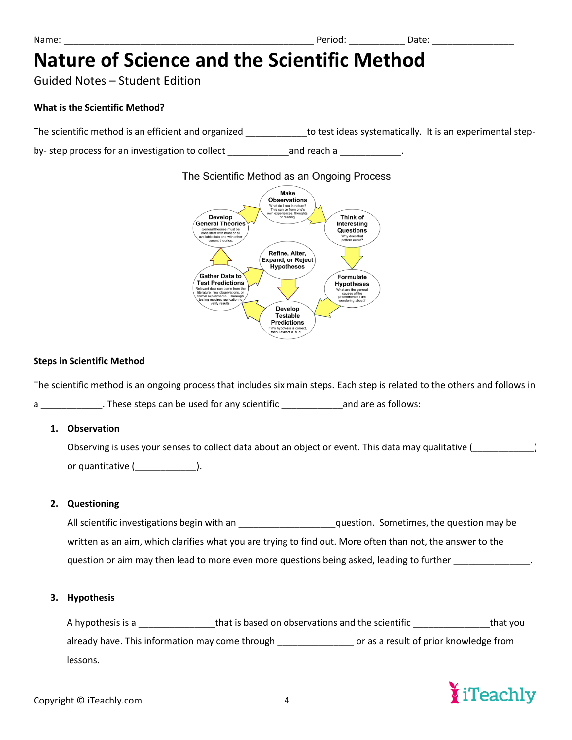Name: ______________________________________________ Period: __________ Date: _______________

# Nature of Science and the Scientific Method

Guided Notes – Student Edition

**What is the Scientific Method?**

The scientific method is an efficient and organized ____________to test ideas systematically. It is an experimental step-by- step process for an investigation to collect ____________and reach a ____________.

The Scientific Method as an Ongoing Process

**Make Observations** – What do I see in nature? This can be from one's own experiences, thoughts, or reading.

**Think of Interesting Questions** – Why does that pattern occur?

**Formulate Hypotheses** – What are the general causes of the phenomenon I am wondering about?

**Develop Testable Predictions** – If my hypothesis is correct, then I expect a, b, c,...

**Gather Data to Test Predictions** – Relevant data can come from the literature, new observations, or formal experiments. Thorough testing requires replication to verify results.

**Develop General Theories** – General theories must be consistent with most or all available data and with other current theories.

**Refine, Alter, Expand, or Reject Hypotheses**

**Steps in Scientific Method**

The scientific method is an ongoing process that includes six main steps. Each step is related to the others and follows in a ____________. These steps can be used for any scientific ____________and are as follows:

1. **Observation**

   Observing is uses your senses to collect data about an object or event. This data may qualitative (____________) or quantitative (____________).

2. **Questioning**

   All scientific investigations begin with an __________________question. Sometimes, the question may be written as an aim, which clarifies what you are trying to find out. More often than not, the answer to the question or aim may then lead to more even more questions being asked, leading to further ______________.

3. **Hypothesis**

   A hypothesis is a ______________that is based on observations and the scientific ______________that you already have. This information may come through ______________ or as a result of prior knowledge from lessons.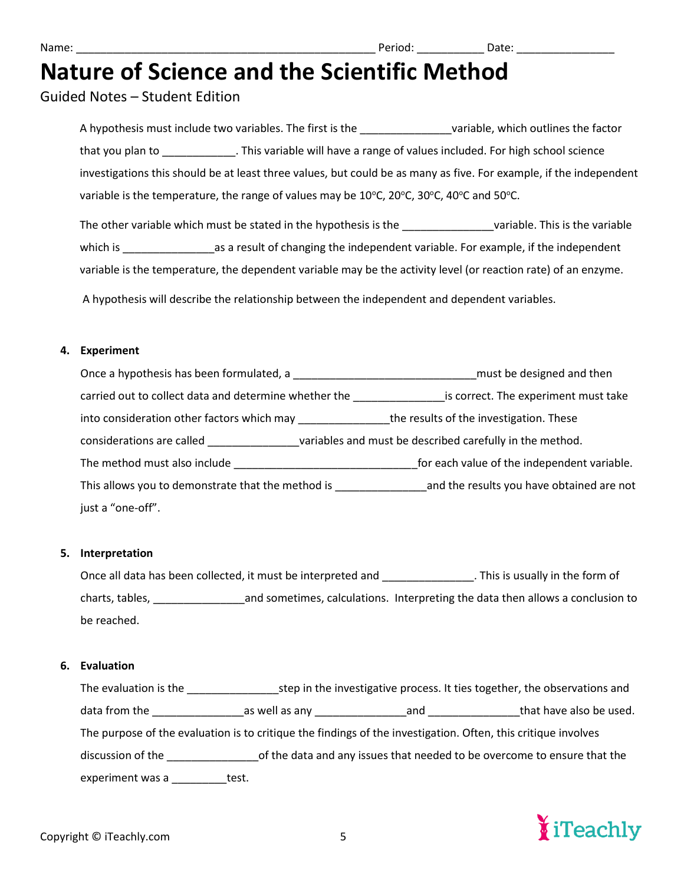Name: _______________________________________________ Period: __________ Date: _______________

# Nature of Science and the Scientific Method

Guided Notes – Student Edition

A hypothesis must include two variables. The first is the ______________variable, which outlines the factor that you plan to ___________. This variable will have a range of values included. For high school science investigations this should be at least three values, but could be as many as five. For example, if the independent variable is the temperature, the range of values may be 10°C, 20°C, 30°C, 40°C and 50°C.

The other variable which must be stated in the hypothesis is the ______________variable. This is the variable which is ______________as a result of changing the independent variable. For example, if the independent variable is the temperature, the dependent variable may be the activity level (or reaction rate) of an enzyme.

A hypothesis will describe the relationship between the independent and dependent variables.

4. **Experiment**

   Once a hypothesis has been formulated, a _____________________________must be designed and then carried out to collect data and determine whether the ______________is correct. The experiment must take into consideration other factors which may ______________the results of the investigation. These considerations are called ______________variables and must be described carefully in the method. The method must also include _____________________________for each value of the independent variable. This allows you to demonstrate that the method is ______________and the results you have obtained are not just a "one-off".

5. **Interpretation**

   Once all data has been collected, it must be interpreted and ______________. This is usually in the form of charts, tables, ______________and sometimes, calculations. Interpreting the data then allows a conclusion to be reached.

6. **Evaluation**

   The evaluation is the ______________step in the investigative process. It ties together, the observations and data from the ______________as well as any ______________and ______________that have also be used. The purpose of the evaluation is to critique the findings of the investigation. Often, this critique involves discussion of the ______________of the data and any issues that needed to be overcome to ensure that the experiment was a _________test.

Copyright © iTeachly.com